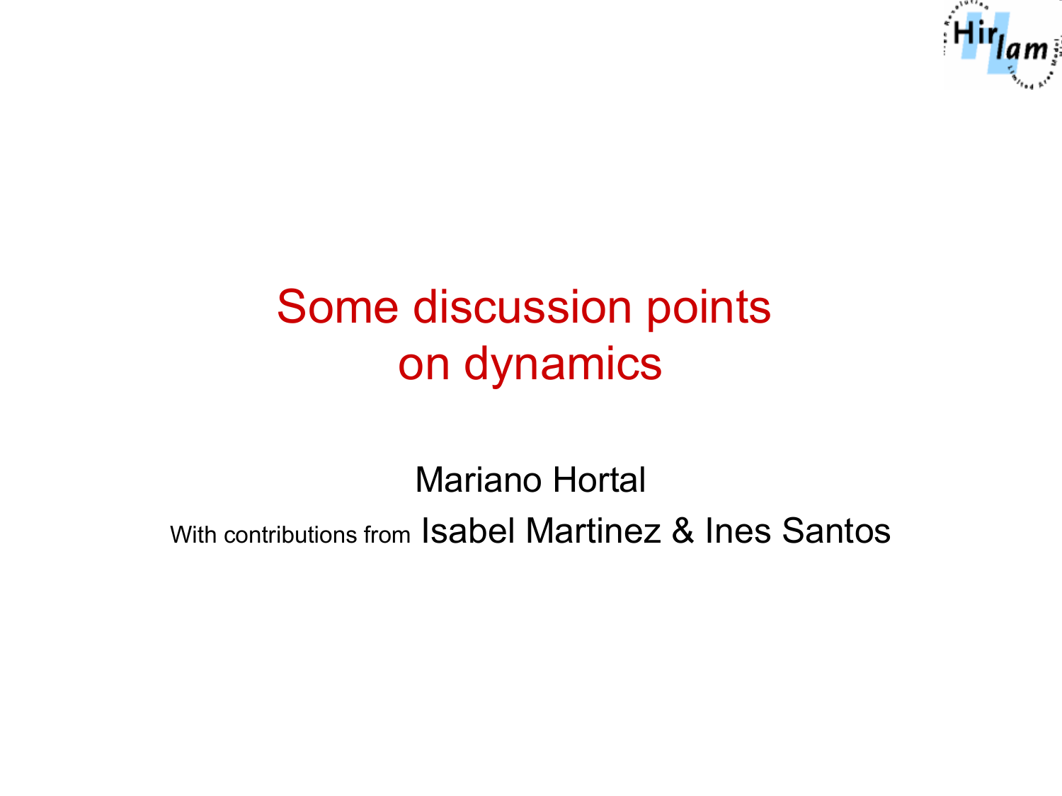# Some discussion points on dynamics

Mariano Hortal

With contributions from Isabel Martinez & Ines Santos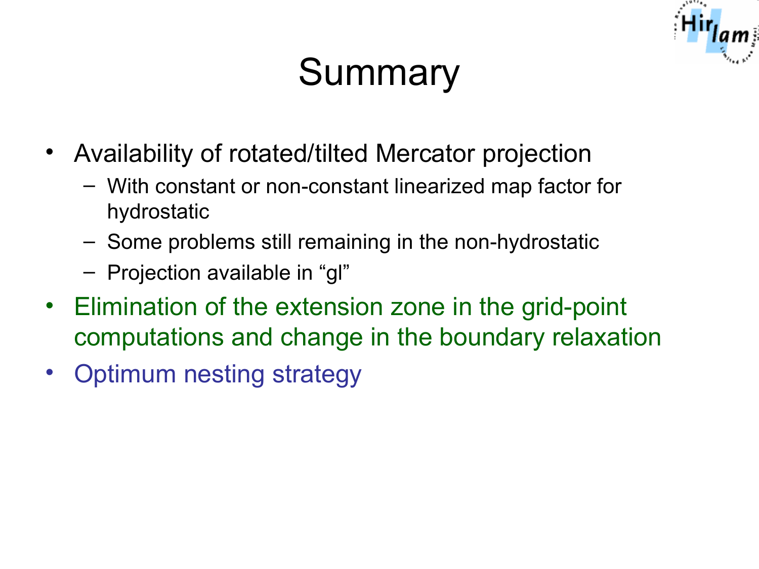# Summary

- Availability of rotated/tilted Mercator projection
  - With constant or non-constant linearized map factor for hydrostatic
  - Some problems still remaining in the non-hydrostatic
  - Projection available in “gl”
- Elimination of the extension zone in the grid-point computations and change in the boundary relaxation
- Optimum nesting strategy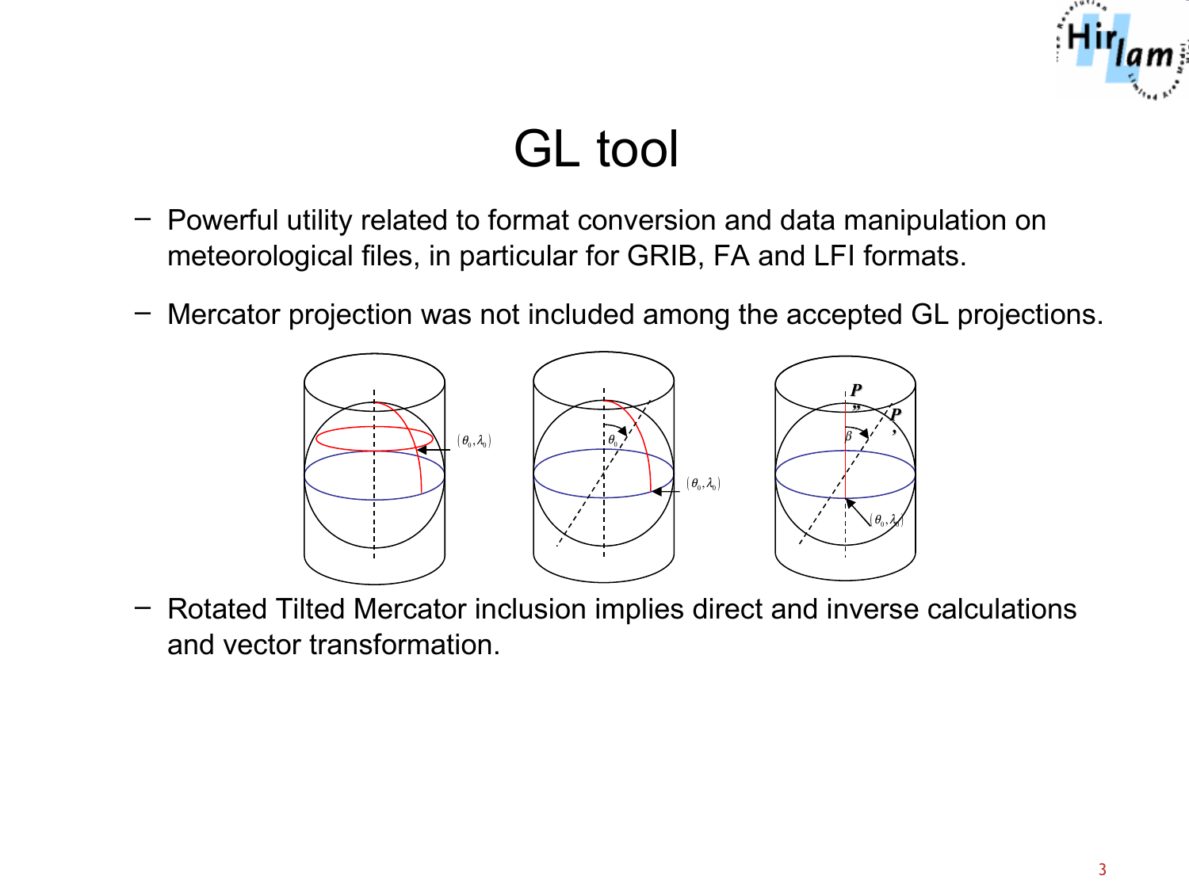# GL tool

- Powerful utility related to format conversion and data manipulation on meteorological files, in particular for GRIB, FA and LFI formats.
- Mercator projection was not included among the accepted GL projections.
- Rotated Tilted Mercator inclusion implies direct and inverse calculations and vector transformation.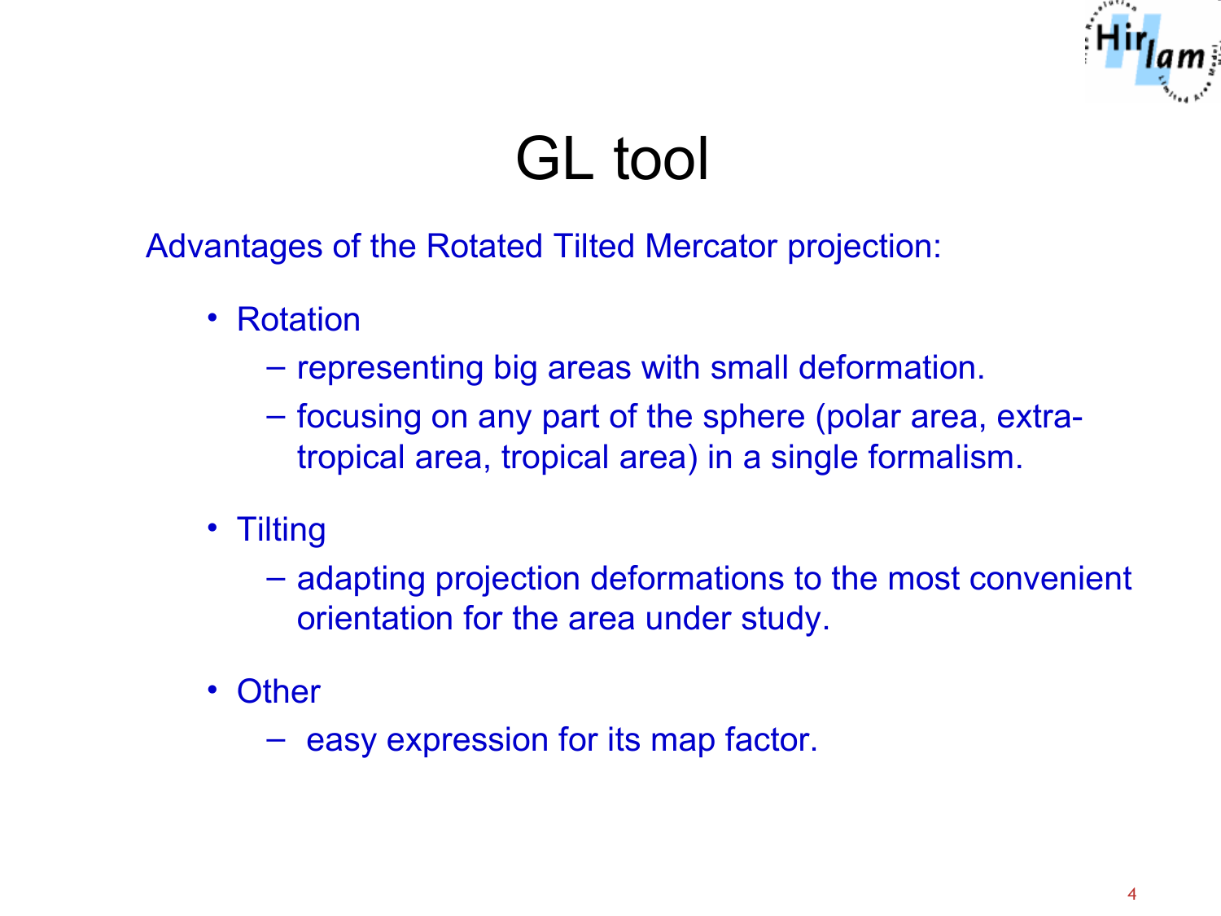# GL tool

Advantages of the Rotated Tilted Mercator projection:

- Rotation
  - representing big areas with small deformation.
  - focusing on any part of the sphere (polar area, extra-tropical area, tropical area) in a single formalism.
- Tilting
  - adapting projection deformations to the most convenient orientation for the area under study.
- Other
  - easy expression for its map factor.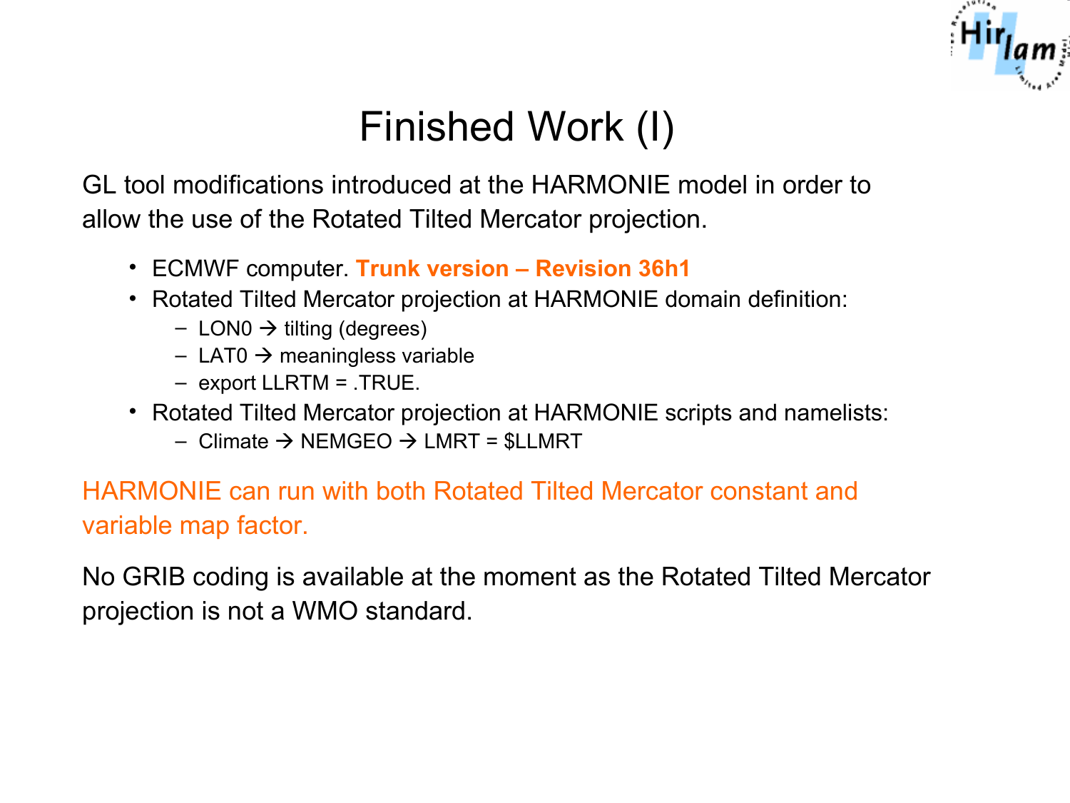# Finished Work (I)

GL tool modifications introduced at the HARMONIE model in order to allow the use of the Rotated Tilted Mercator projection.

- ECMWF computer. **Trunk version – Revision 36h1**
- Rotated Tilted Mercator projection at HARMONIE domain definition:
  - LON0 → tilting (degrees)
  - LAT0 → meaningless variable
  - export LLRTM = .TRUE.
- Rotated Tilted Mercator projection at HARMONIE scripts and namelists:
  - Climate → NEMGEO → LMRT = $LLMRT

HARMONIE can run with both Rotated Tilted Mercator constant and variable map factor.

No GRIB coding is available at the moment as the Rotated Tilted Mercator projection is not a WMO standard.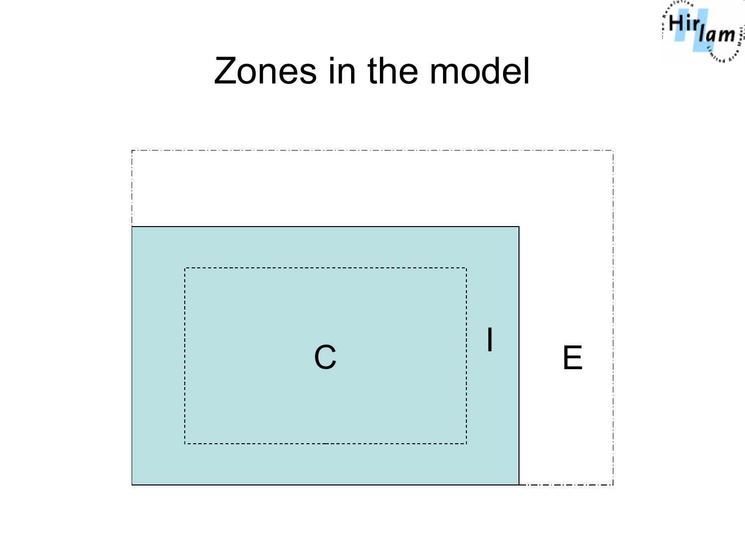# Zones in the model

C

I

E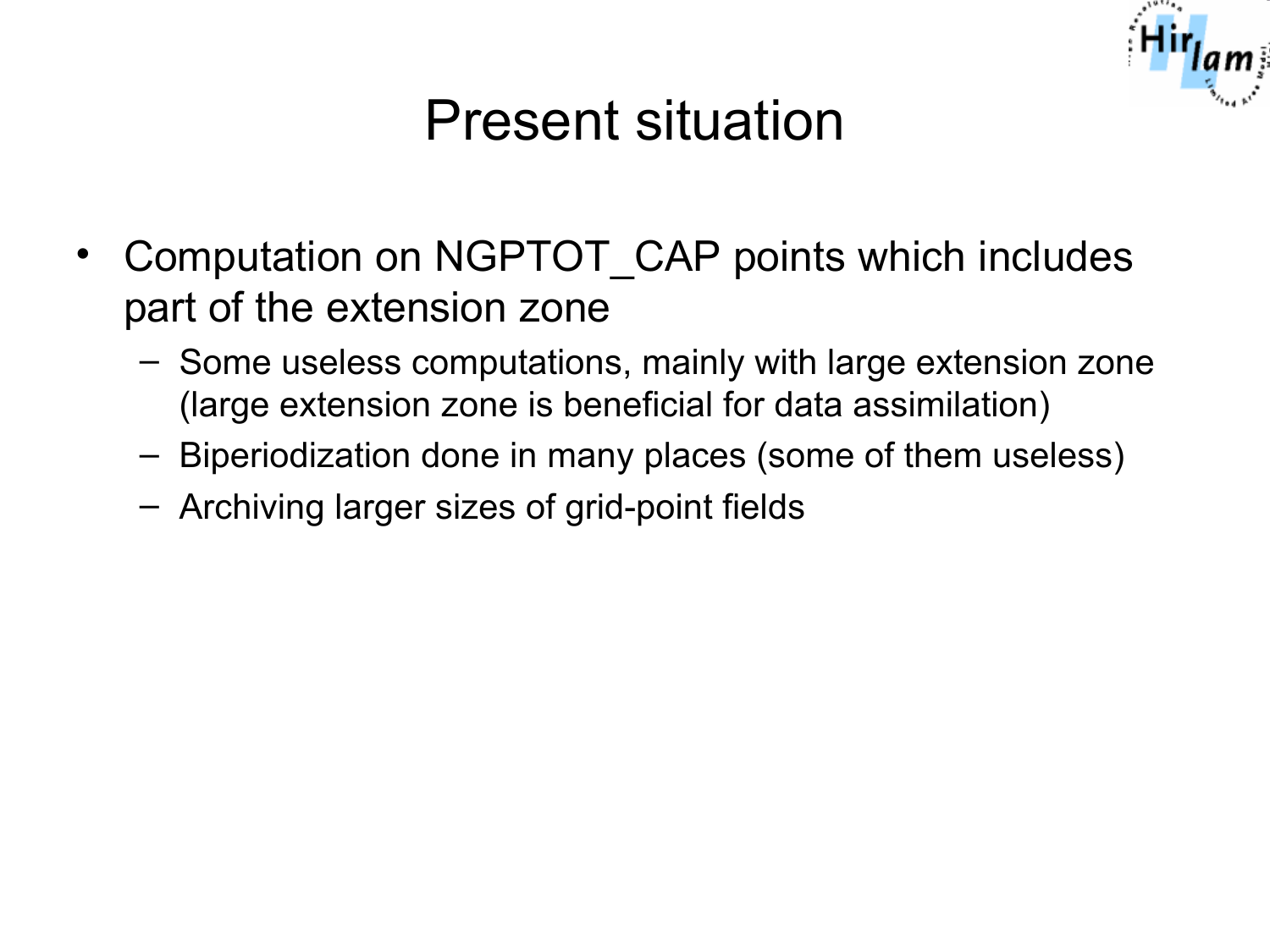# Present situation

- Computation on NGPTOT_CAP points which includes part of the extension zone
  - Some useless computations, mainly with large extension zone (large extension zone is beneficial for data assimilation)
  - Biperiodization done in many places (some of them useless)
  - Archiving larger sizes of grid-point fields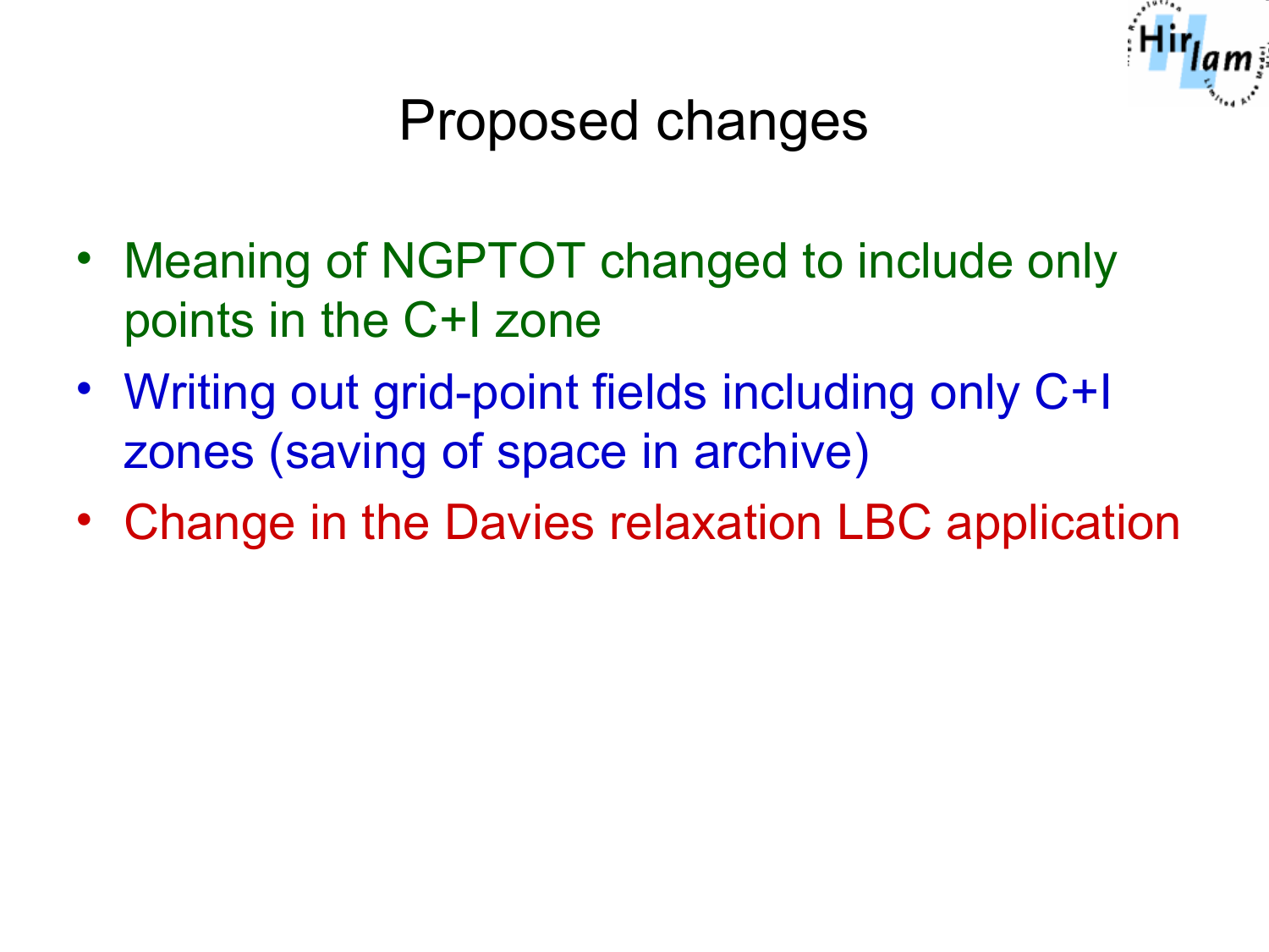# Proposed changes

- Meaning of NGPTOT changed to include only points in the C+I zone
- Writing out grid-point fields including only C+I zones (saving of space in archive)
- Change in the Davies relaxation LBC application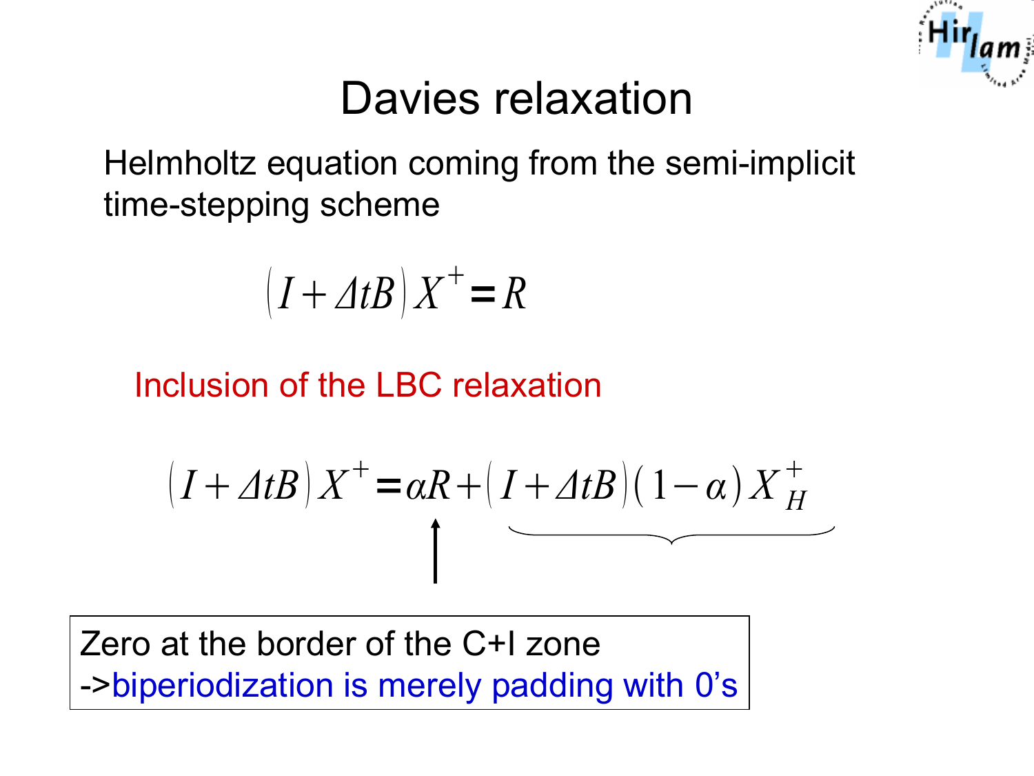# Davies relaxation

Helmholtz equation coming from the semi-implicit time-stepping scheme

$$\left(I + \Delta t B\right) X^{+} = R$$

Inclusion of the LBC relaxation

$$\left(I + \Delta t B\right) X^{+} = \alpha R + \underbrace{\left(I + \Delta t B\right)\left(1 - \alpha\right) X_{H}^{+}}$$

Zero at the border of the C+I zone
->biperiodization is merely padding with 0's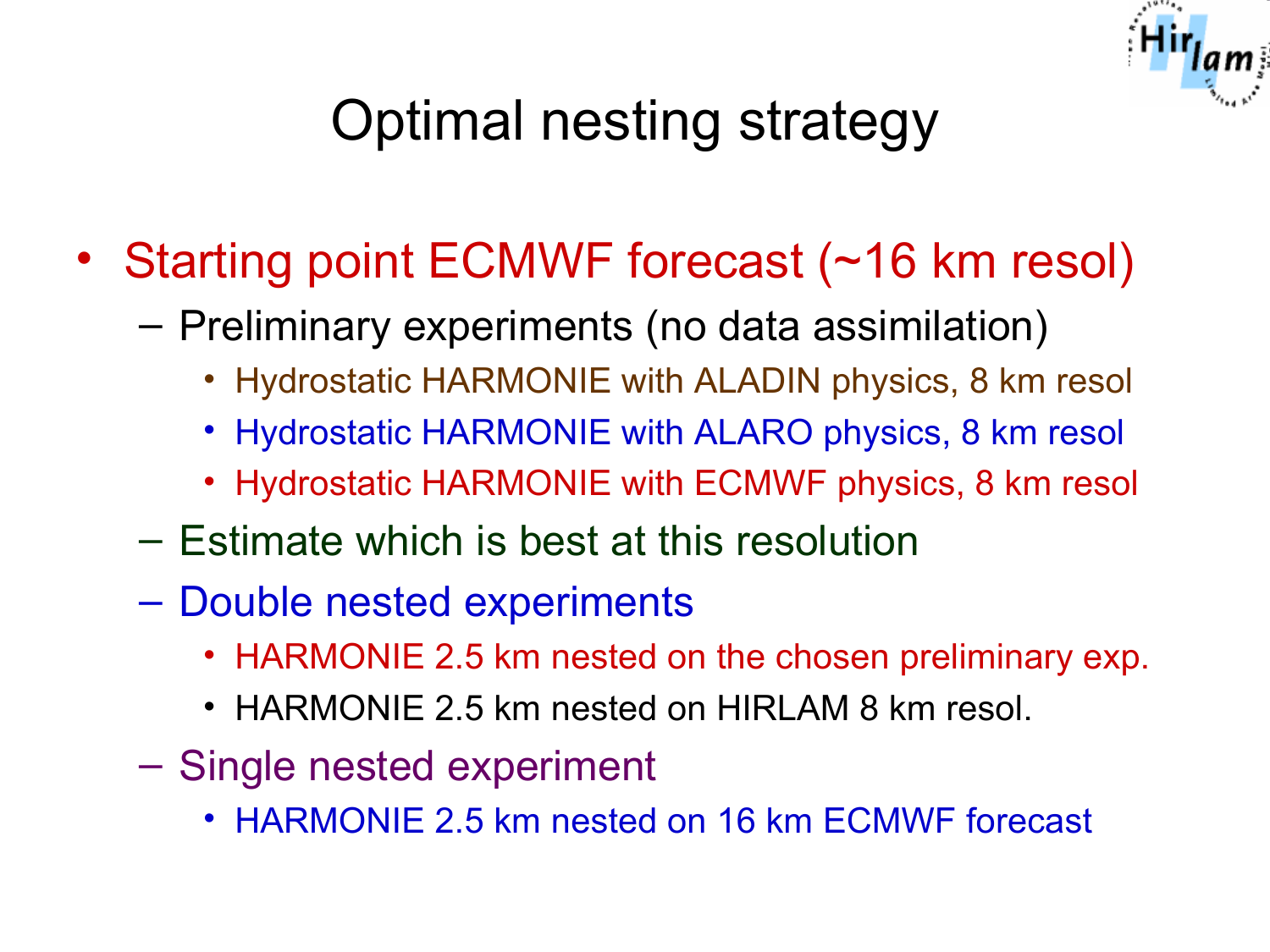# Optimal nesting strategy

- Starting point ECMWF forecast (~16 km resol)
  - Preliminary experiments (no data assimilation)
    - Hydrostatic HARMONIE with ALADIN physics, 8 km resol
    - Hydrostatic HARMONIE with ALARO physics, 8 km resol
    - Hydrostatic HARMONIE with ECMWF physics, 8 km resol
  - Estimate which is best at this resolution
  - Double nested experiments
    - HARMONIE 2.5 km nested on the chosen preliminary exp.
    - HARMONIE 2.5 km nested on HIRLAM 8 km resol.
  - Single nested experiment
    - HARMONIE 2.5 km nested on 16 km ECMWF forecast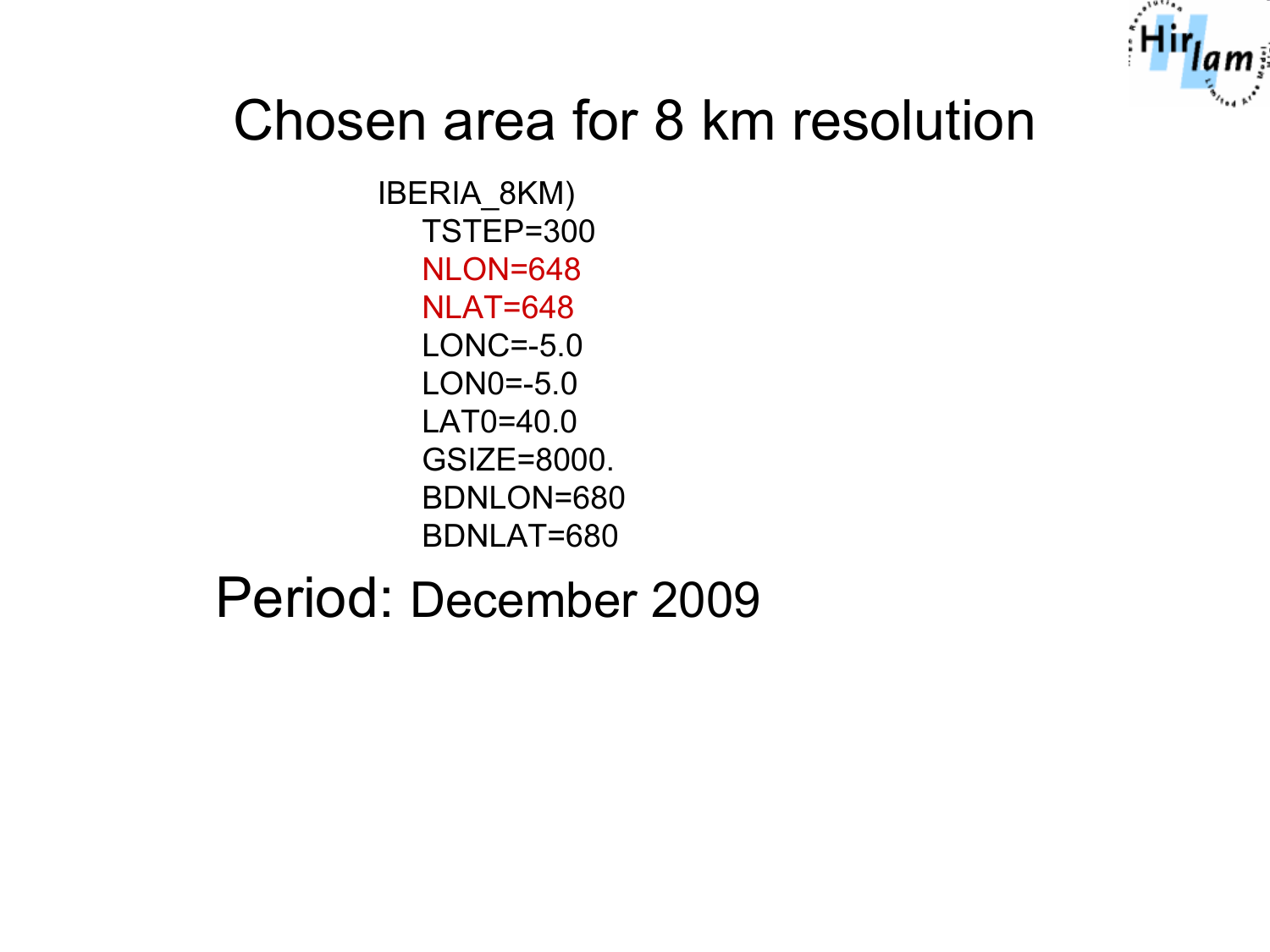# Chosen area for 8 km resolution

```
IBERIA_8KM)
    TSTEP=300
    NLON=648
    NLAT=648
    LONC=-5.0
    LON0=-5.0
    LAT0=40.0
    GSIZE=8000.
    BDNLON=680
    BDNLAT=680
```

Period: December 2009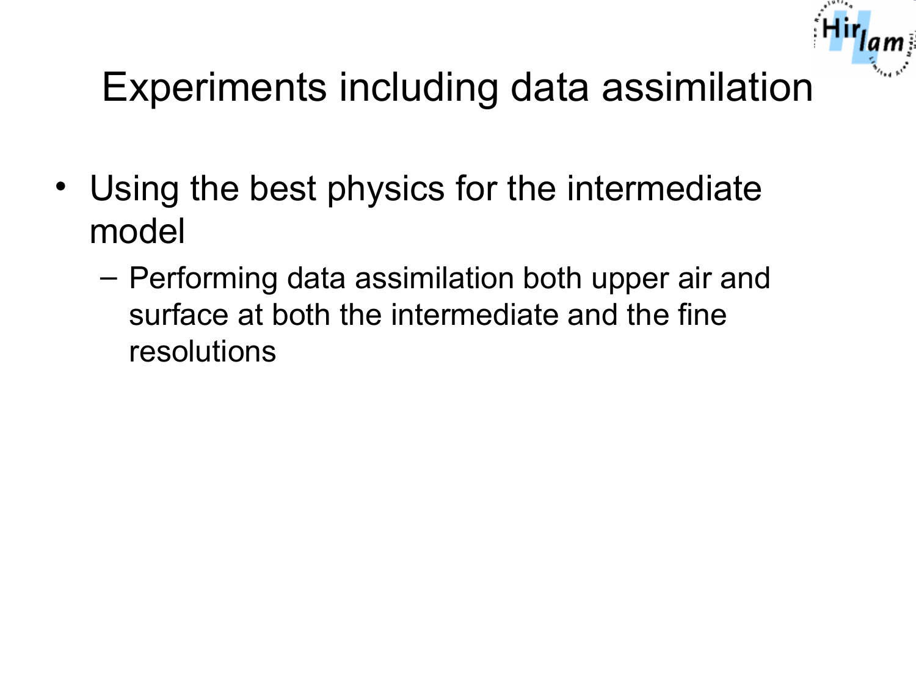# Experiments including data assimilation

- Using the best physics for the intermediate model
  - Performing data assimilation both upper air and surface at both the intermediate and the fine resolutions